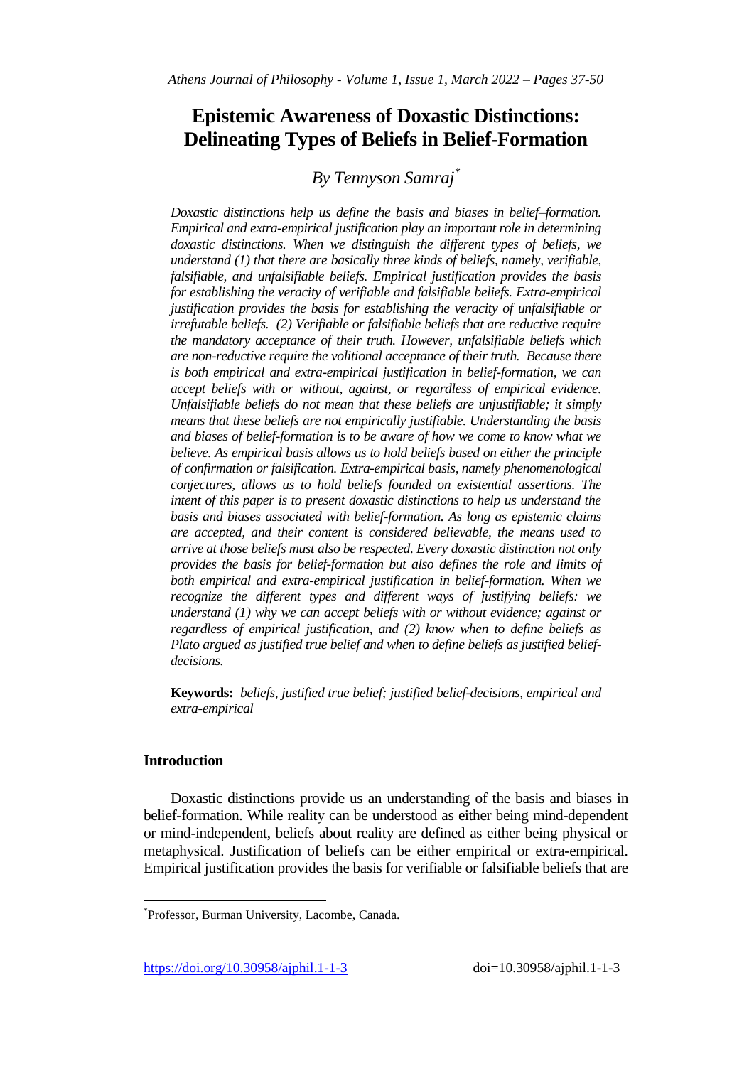# Epistemic Awareness of Doxastic Distinctions: Delineating Types of Beliefs in Belief-Formation

## *By Tennyson Samraj*[*]

*Doxastic distinctions help us define the basis and biases in belief–formation. Empirical and extra-empirical justification play an important role in determining doxastic distinctions. When we distinguish the different types of beliefs, we understand (1) that there are basically three kinds of beliefs, namely, verifiable, falsifiable, and unfalsifiable beliefs. Empirical justification provides the basis for establishing the veracity of verifiable and falsifiable beliefs. Extra-empirical justification provides the basis for establishing the veracity of unfalsifiable or irrefutable beliefs. (2) Verifiable or falsifiable beliefs that are reductive require the mandatory acceptance of their truth. However, unfalsifiable beliefs which are non-reductive require the volitional acceptance of their truth. Because there is both empirical and extra-empirical justification in belief-formation, we can accept beliefs with or without, against, or regardless of empirical evidence. Unfalsifiable beliefs do not mean that these beliefs are unjustifiable; it simply means that these beliefs are not empirically justifiable. Understanding the basis and biases of belief-formation is to be aware of how we come to know what we believe. As empirical basis allows us to hold beliefs based on either the principle of confirmation or falsification. Extra-empirical basis, namely phenomenological conjectures, allows us to hold beliefs founded on existential assertions. The intent of this paper is to present doxastic distinctions to help us understand the basis and biases associated with belief-formation. As long as epistemic claims are accepted, and their content is considered believable, the means used to arrive at those beliefs must also be respected. Every doxastic distinction not only provides the basis for belief-formation but also defines the role and limits of both empirical and extra-empirical justification in belief-formation. When we recognize the different types and different ways of justifying beliefs: we understand (1) why we can accept beliefs with or without evidence; against or regardless of empirical justification, and (2) know when to define beliefs as Plato argued as justified true belief and when to define beliefs as justified belief-decisions.*

**Keywords:** *beliefs, justified true belief; justified belief-decisions, empirical and extra-empirical*

### Introduction

Doxastic distinctions provide us an understanding of the basis and biases in belief-formation. While reality can be understood as either being mind-dependent or mind-independent, beliefs about reality are defined as either being physical or metaphysical. Justification of beliefs can be either empirical or extra-empirical. Empirical justification provides the basis for verifiable or falsifiable beliefs that are

---

[*] Professor, Burman University, Lacombe, Canada.

https://doi.org/10.30958/ajphil.1-1-3 doi=10.30958/ajphil.1-1-3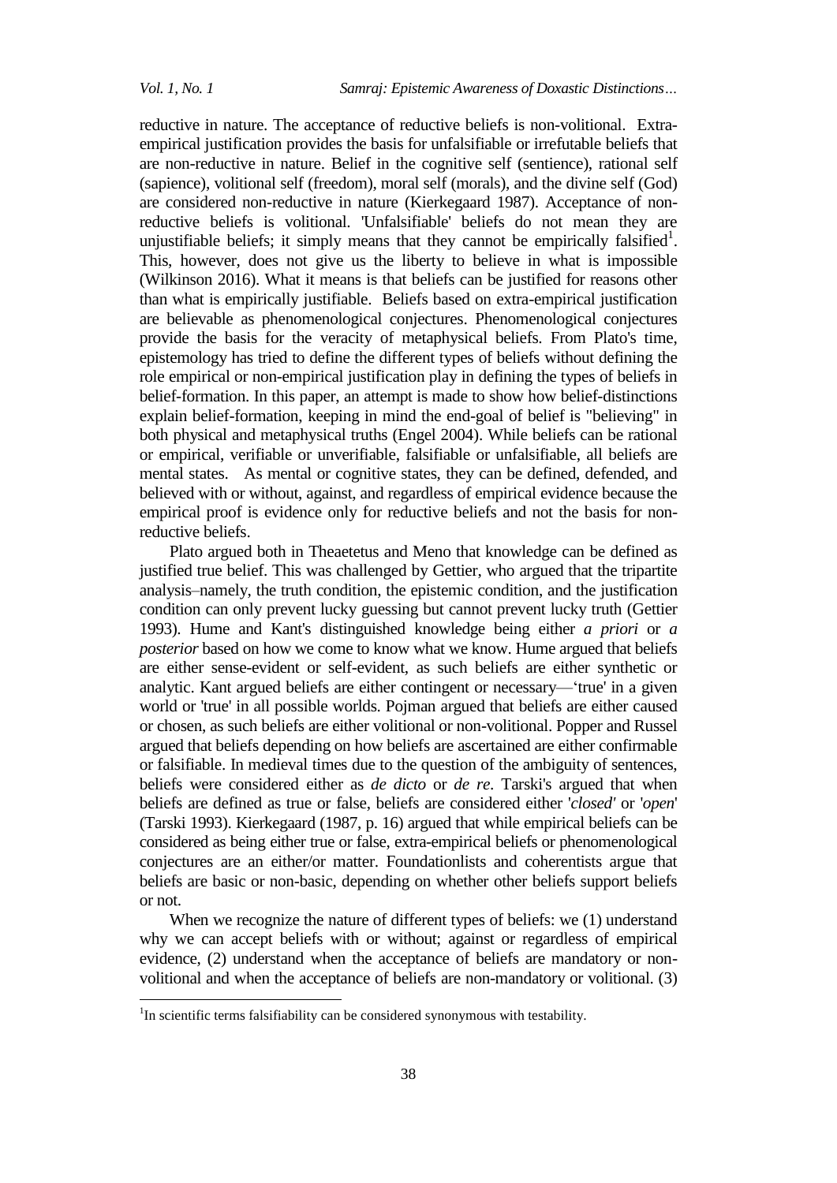reductive in nature. The acceptance of reductive beliefs is non-volitional. Extra-empirical justification provides the basis for unfalsifiable or irrefutable beliefs that are non-reductive in nature. Belief in the cognitive self (sentience), rational self (sapience), volitional self (freedom), moral self (morals), and the divine self (God) are considered non-reductive in nature (Kierkegaard 1987). Acceptance of non-reductive beliefs is volitional. 'Unfalsifiable' beliefs do not mean they are unjustifiable beliefs; it simply means that they cannot be empirically falsified[1]. This, however, does not give us the liberty to believe in what is impossible (Wilkinson 2016). What it means is that beliefs can be justified for reasons other than what is empirically justifiable. Beliefs based on extra-empirical justification are believable as phenomenological conjectures. Phenomenological conjectures provide the basis for the veracity of metaphysical beliefs. From Plato's time, epistemology has tried to define the different types of beliefs without defining the role empirical or non-empirical justification play in defining the types of beliefs in belief-formation. In this paper, an attempt is made to show how belief-distinctions explain belief-formation, keeping in mind the end-goal of belief is "believing" in both physical and metaphysical truths (Engel 2004). While beliefs can be rational or empirical, verifiable or unverifiable, falsifiable or unfalsifiable, all beliefs are mental states. As mental or cognitive states, they can be defined, defended, and believed with or without, against, and regardless of empirical evidence because the empirical proof is evidence only for reductive beliefs and not the basis for non-reductive beliefs.

Plato argued both in Theaetetus and Meno that knowledge can be defined as justified true belief. This was challenged by Gettier, who argued that the tripartite analysis–namely, the truth condition, the epistemic condition, and the justification condition can only prevent lucky guessing but cannot prevent lucky truth (Gettier 1993). Hume and Kant's distinguished knowledge being either *a priori* or *a posterior* based on how we come to know what we know. Hume argued that beliefs are either sense-evident or self-evident, as such beliefs are either synthetic or analytic. Kant argued beliefs are either contingent or necessary—'true' in a given world or 'true' in all possible worlds. Pojman argued that beliefs are either caused or chosen, as such beliefs are either volitional or non-volitional. Popper and Russel argued that beliefs depending on how beliefs are ascertained are either confirmable or falsifiable. In medieval times due to the question of the ambiguity of sentences, beliefs were considered either as *de dicto* or *de re*. Tarski's argued that when beliefs are defined as true or false, beliefs are considered either '*closed'* or '*open*' (Tarski 1993). Kierkegaard (1987, p. 16) argued that while empirical beliefs can be considered as being either true or false, extra-empirical beliefs or phenomenological conjectures are an either/or matter. Foundationlists and coherentists argue that beliefs are basic or non-basic, depending on whether other beliefs support beliefs or not.

When we recognize the nature of different types of beliefs: we (1) understand why we can accept beliefs with or without; against or regardless of empirical evidence, (2) understand when the acceptance of beliefs are mandatory or non-volitional and when the acceptance of beliefs are non-mandatory or volitional. (3)

[1] In scientific terms falsifiability can be considered synonymous with testability.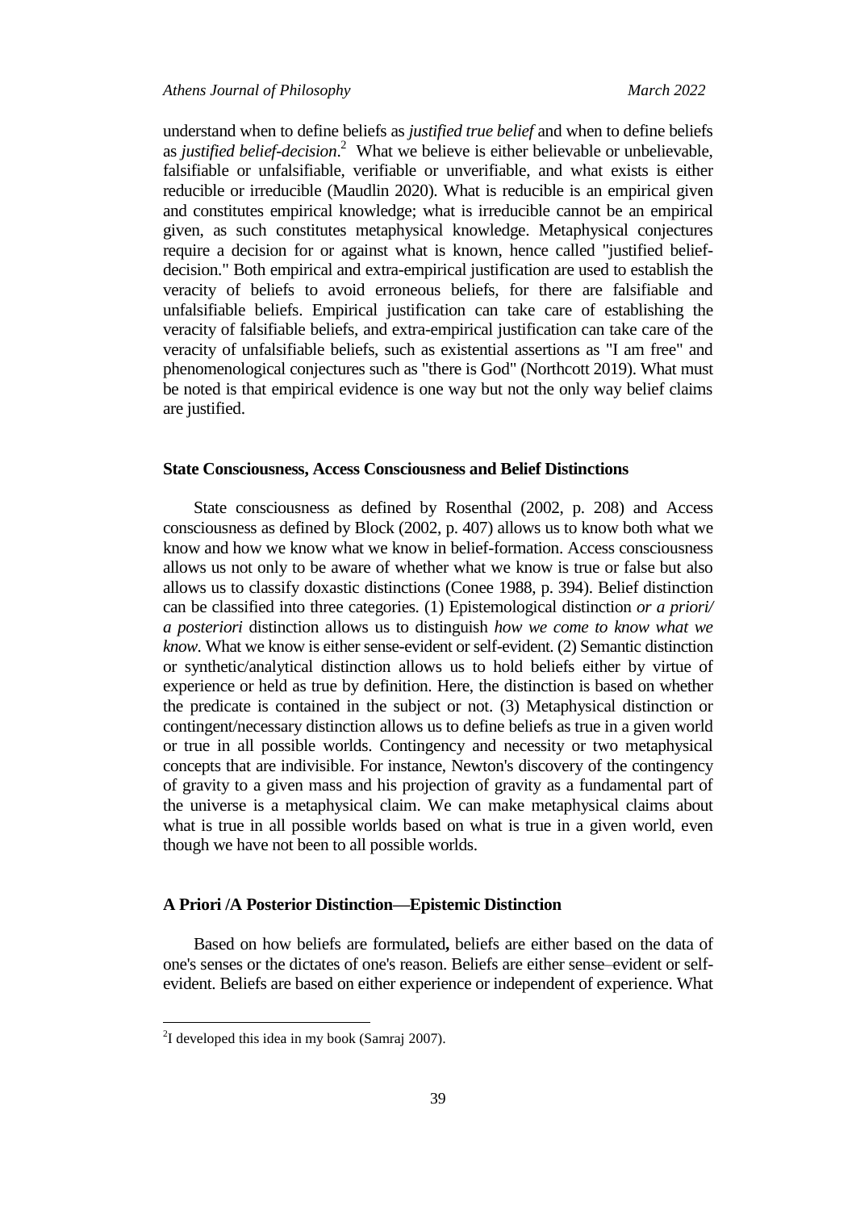understand when to define beliefs as *justified true belief* and when to define beliefs as *justified belief-decision*.[2] What we believe is either believable or unbelievable, falsifiable or unfalsifiable, verifiable or unverifiable, and what exists is either reducible or irreducible (Maudlin 2020). What is reducible is an empirical given and constitutes empirical knowledge; what is irreducible cannot be an empirical given, as such constitutes metaphysical knowledge. Metaphysical conjectures require a decision for or against what is known, hence called "justified belief-decision." Both empirical and extra-empirical justification are used to establish the veracity of beliefs to avoid erroneous beliefs, for there are falsifiable and unfalsifiable beliefs. Empirical justification can take care of establishing the veracity of falsifiable beliefs, and extra-empirical justification can take care of the veracity of unfalsifiable beliefs, such as existential assertions as "I am free" and phenomenological conjectures such as "there is God" (Northcott 2019). What must be noted is that empirical evidence is one way but not the only way belief claims are justified.

## State Consciousness, Access Consciousness and Belief Distinctions

State consciousness as defined by Rosenthal (2002, p. 208) and Access consciousness as defined by Block (2002, p. 407) allows us to know both what we know and how we know what we know in belief-formation. Access consciousness allows us not only to be aware of whether what we know is true or false but also allows us to classify doxastic distinctions (Conee 1988, p. 394). Belief distinction can be classified into three categories. (1) Epistemological distinction *or a priori/ a posteriori* distinction allows us to distinguish *how we come to know what we know*. What we know is either sense-evident or self-evident. (2) Semantic distinction or synthetic/analytical distinction allows us to hold beliefs either by virtue of experience or held as true by definition. Here, the distinction is based on whether the predicate is contained in the subject or not. (3) Metaphysical distinction or contingent/necessary distinction allows us to define beliefs as true in a given world or true in all possible worlds. Contingency and necessity or two metaphysical concepts that are indivisible. For instance, Newton's discovery of the contingency of gravity to a given mass and his projection of gravity as a fundamental part of the universe is a metaphysical claim. We can make metaphysical claims about what is true in all possible worlds based on what is true in a given world, even though we have not been to all possible worlds.

## A Priori /A Posterior Distinction—Epistemic Distinction

Based on how beliefs are formulated**,** beliefs are either based on the data of one's senses or the dictates of one's reason. Beliefs are either sense–evident or self-evident. Beliefs are based on either experience or independent of experience. What

[2] I developed this idea in my book (Samraj 2007).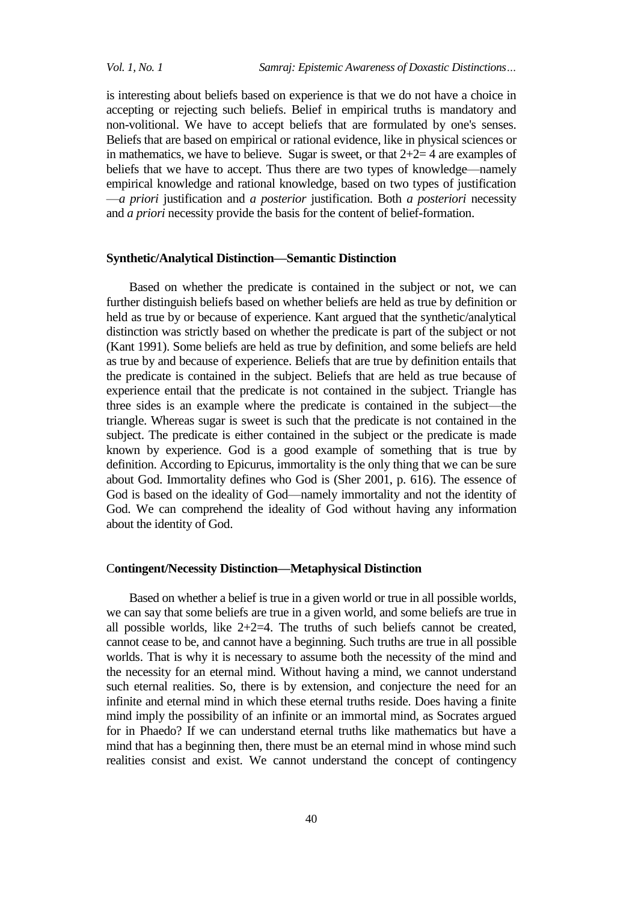is interesting about beliefs based on experience is that we do not have a choice in accepting or rejecting such beliefs. Belief in empirical truths is mandatory and non-volitional. We have to accept beliefs that are formulated by one's senses. Beliefs that are based on empirical or rational evidence, like in physical sciences or in mathematics, we have to believe. Sugar is sweet, or that 2+2= 4 are examples of beliefs that we have to accept. Thus there are two types of knowledge—namely empirical knowledge and rational knowledge, based on two types of justification—*a priori* justification and *a posterior* justification. Both *a posteriori* necessity and *a priori* necessity provide the basis for the content of belief-formation.

### Synthetic/Analytical Distinction—Semantic Distinction

Based on whether the predicate is contained in the subject or not, we can further distinguish beliefs based on whether beliefs are held as true by definition or held as true by or because of experience. Kant argued that the synthetic/analytical distinction was strictly based on whether the predicate is part of the subject or not (Kant 1991). Some beliefs are held as true by definition, and some beliefs are held as true by and because of experience. Beliefs that are true by definition entails that the predicate is contained in the subject. Beliefs that are held as true because of experience entail that the predicate is not contained in the subject. Triangle has three sides is an example where the predicate is contained in the subject—the triangle. Whereas sugar is sweet is such that the predicate is not contained in the subject. The predicate is either contained in the subject or the predicate is made known by experience. God is a good example of something that is true by definition. According to Epicurus, immortality is the only thing that we can be sure about God. Immortality defines who God is (Sher 2001, p. 616). The essence of God is based on the ideality of God—namely immortality and not the identity of God. We can comprehend the ideality of God without having any information about the identity of God.

### Contingent/Necessity Distinction—Metaphysical Distinction

Based on whether a belief is true in a given world or true in all possible worlds, we can say that some beliefs are true in a given world, and some beliefs are true in all possible worlds, like 2+2=4. The truths of such beliefs cannot be created, cannot cease to be, and cannot have a beginning. Such truths are true in all possible worlds. That is why it is necessary to assume both the necessity of the mind and the necessity for an eternal mind. Without having a mind, we cannot understand such eternal realities. So, there is by extension, and conjecture the need for an infinite and eternal mind in which these eternal truths reside. Does having a finite mind imply the possibility of an infinite or an immortal mind, as Socrates argued for in Phaedo? If we can understand eternal truths like mathematics but have a mind that has a beginning then, there must be an eternal mind in whose mind such realities consist and exist. We cannot understand the concept of contingency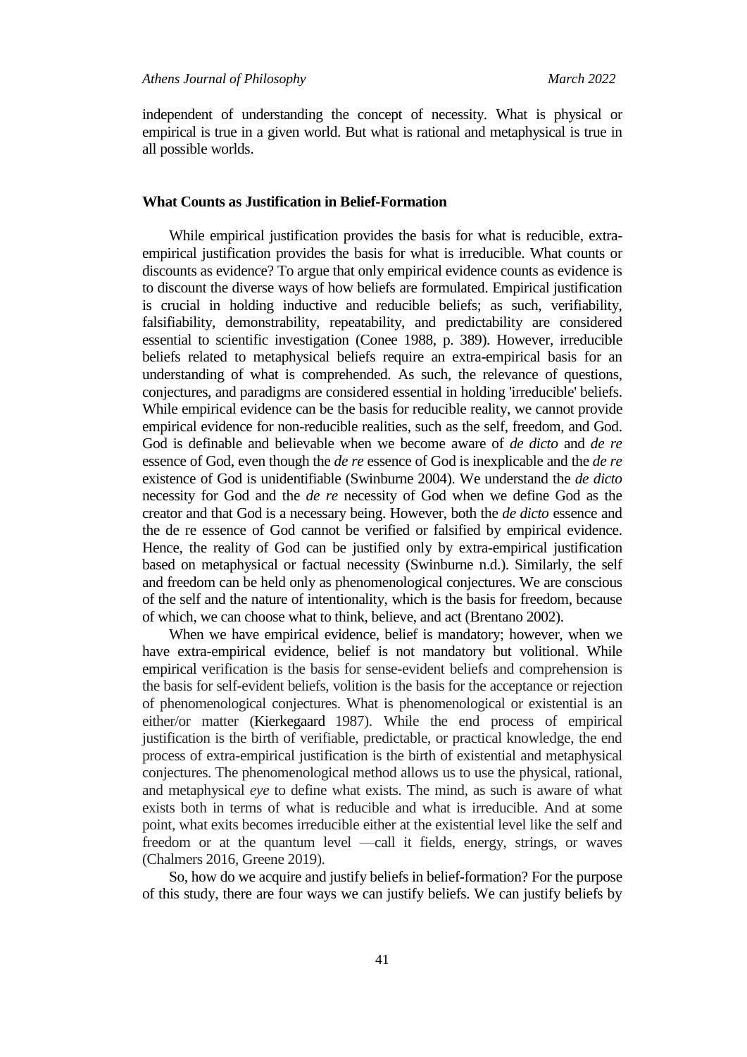independent of understanding the concept of necessity. What is physical or empirical is true in a given world. But what is rational and metaphysical is true in all possible worlds.

### What Counts as Justification in Belief-Formation

While empirical justification provides the basis for what is reducible, extra-empirical justification provides the basis for what is irreducible. What counts or discounts as evidence? To argue that only empirical evidence counts as evidence is to discount the diverse ways of how beliefs are formulated. Empirical justification is crucial in holding inductive and reducible beliefs; as such, verifiability, falsifiability, demonstrability, repeatability, and predictability are considered essential to scientific investigation (Conee 1988, p. 389). However, irreducible beliefs related to metaphysical beliefs require an extra-empirical basis for an understanding of what is comprehended. As such, the relevance of questions, conjectures, and paradigms are considered essential in holding 'irreducible' beliefs. While empirical evidence can be the basis for reducible reality, we cannot provide empirical evidence for non-reducible realities, such as the self, freedom, and God. God is definable and believable when we become aware of *de dicto* and *de re* essence of God, even though the *de re* essence of God is inexplicable and the *de re* existence of God is unidentifiable (Swinburne 2004). We understand the *de dicto* necessity for God and the *de re* necessity of God when we define God as the creator and that God is a necessary being. However, both the *de dicto* essence and the de re essence of God cannot be verified or falsified by empirical evidence. Hence, the reality of God can be justified only by extra-empirical justification based on metaphysical or factual necessity (Swinburne n.d.). Similarly, the self and freedom can be held only as phenomenological conjectures. We are conscious of the self and the nature of intentionality, which is the basis for freedom, because of which, we can choose what to think, believe, and act (Brentano 2002).

When we have empirical evidence, belief is mandatory; however, when we have extra-empirical evidence, belief is not mandatory but volitional. While empirical verification is the basis for sense-evident beliefs and comprehension is the basis for self-evident beliefs, volition is the basis for the acceptance or rejection of phenomenological conjectures. What is phenomenological or existential is an either/or matter (Kierkegaard 1987). While the end process of empirical justification is the birth of verifiable, predictable, or practical knowledge, the end process of extra-empirical justification is the birth of existential and metaphysical conjectures. The phenomenological method allows us to use the physical, rational, and metaphysical *eye* to define what exists. The mind, as such is aware of what exists both in terms of what is reducible and what is irreducible. And at some point, what exits becomes irreducible either at the existential level like the self and freedom or at the quantum level —call it fields, energy, strings, or waves (Chalmers 2016, Greene 2019).

So, how do we acquire and justify beliefs in belief-formation? For the purpose of this study, there are four ways we can justify beliefs. We can justify beliefs by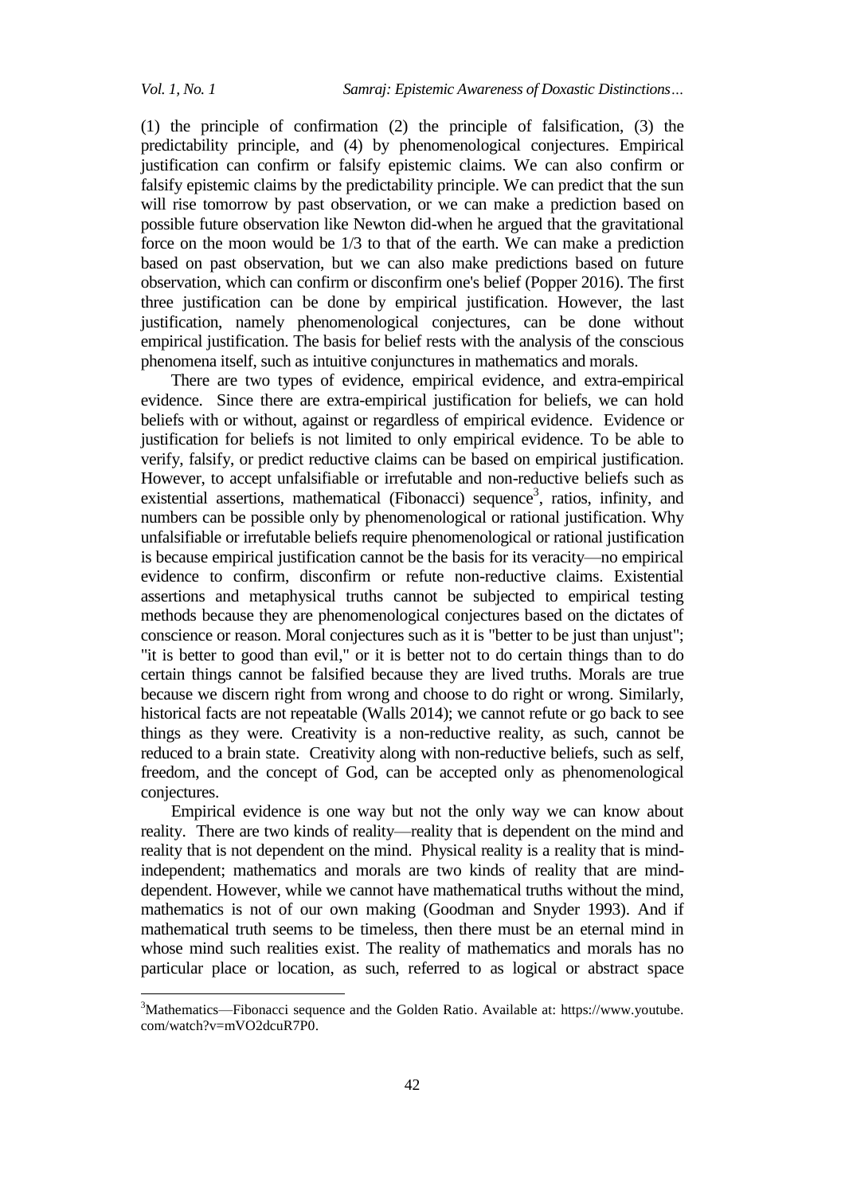(1) the principle of confirmation (2) the principle of falsification, (3) the predictability principle, and (4) by phenomenological conjectures. Empirical justification can confirm or falsify epistemic claims. We can also confirm or falsify epistemic claims by the predictability principle. We can predict that the sun will rise tomorrow by past observation, or we can make a prediction based on possible future observation like Newton did-when he argued that the gravitational force on the moon would be 1/3 to that of the earth. We can make a prediction based on past observation, but we can also make predictions based on future observation, which can confirm or disconfirm one's belief (Popper 2016). The first three justification can be done by empirical justification. However, the last justification, namely phenomenological conjectures, can be done without empirical justification. The basis for belief rests with the analysis of the conscious phenomena itself, such as intuitive conjunctures in mathematics and morals.

There are two types of evidence, empirical evidence, and extra-empirical evidence. Since there are extra-empirical justification for beliefs, we can hold beliefs with or without, against or regardless of empirical evidence. Evidence or justification for beliefs is not limited to only empirical evidence. To be able to verify, falsify, or predict reductive claims can be based on empirical justification. However, to accept unfalsifiable or irrefutable and non-reductive beliefs such as existential assertions, mathematical (Fibonacci) sequence[3], ratios, infinity, and numbers can be possible only by phenomenological or rational justification. Why unfalsifiable or irrefutable beliefs require phenomenological or rational justification is because empirical justification cannot be the basis for its veracity—no empirical evidence to confirm, disconfirm or refute non-reductive claims. Existential assertions and metaphysical truths cannot be subjected to empirical testing methods because they are phenomenological conjectures based on the dictates of conscience or reason. Moral conjectures such as it is "better to be just than unjust"; "it is better to good than evil," or it is better not to do certain things than to do certain things cannot be falsified because they are lived truths. Morals are true because we discern right from wrong and choose to do right or wrong. Similarly, historical facts are not repeatable (Walls 2014); we cannot refute or go back to see things as they were. Creativity is a non-reductive reality, as such, cannot be reduced to a brain state. Creativity along with non-reductive beliefs, such as self, freedom, and the concept of God, can be accepted only as phenomenological conjectures.

Empirical evidence is one way but not the only way we can know about reality. There are two kinds of reality—reality that is dependent on the mind and reality that is not dependent on the mind. Physical reality is a reality that is mind-independent; mathematics and morals are two kinds of reality that are mind-dependent. However, while we cannot have mathematical truths without the mind, mathematics is not of our own making (Goodman and Snyder 1993). And if mathematical truth seems to be timeless, then there must be an eternal mind in whose mind such realities exist. The reality of mathematics and morals has no particular place or location, as such, referred to as logical or abstract space

[3]Mathematics—Fibonacci sequence and the Golden Ratio. Available at: https://www.youtube.com/watch?v=mVO2dcuR7P0.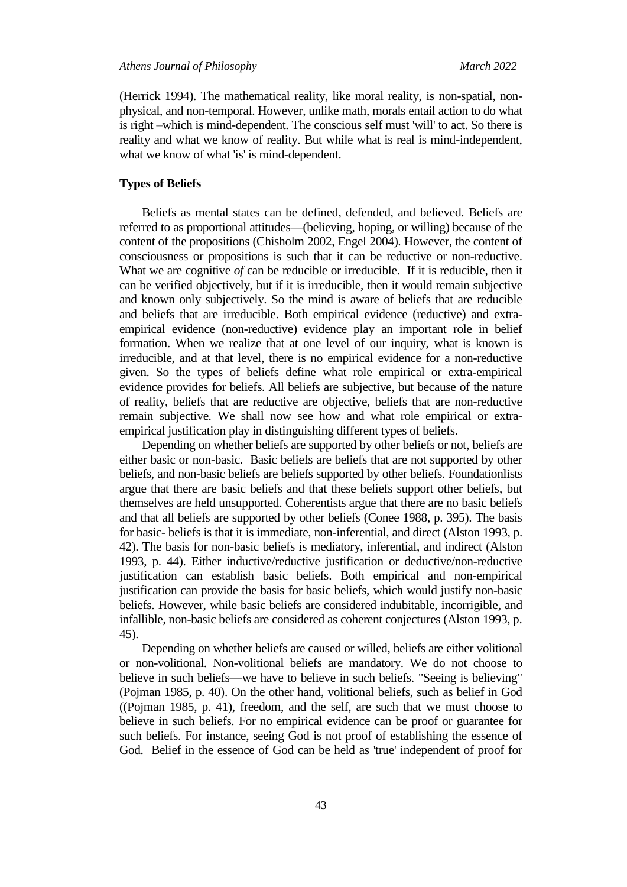(Herrick 1994). The mathematical reality, like moral reality, is non-spatial, non-physical, and non-temporal. However, unlike math, morals entail action to do what is right –which is mind-dependent. The conscious self must 'will' to act. So there is reality and what we know of reality. But while what is real is mind-independent, what we know of what 'is' is mind-dependent.

### Types of Beliefs

Beliefs as mental states can be defined, defended, and believed. Beliefs are referred to as proportional attitudes—(believing, hoping, or willing) because of the content of the propositions (Chisholm 2002, Engel 2004). However, the content of consciousness or propositions is such that it can be reductive or non-reductive. What we are cognitive *of* can be reducible or irreducible. If it is reducible, then it can be verified objectively, but if it is irreducible, then it would remain subjective and known only subjectively. So the mind is aware of beliefs that are reducible and beliefs that are irreducible. Both empirical evidence (reductive) and extra-empirical evidence (non-reductive) evidence play an important role in belief formation. When we realize that at one level of our inquiry, what is known is irreducible, and at that level, there is no empirical evidence for a non-reductive given. So the types of beliefs define what role empirical or extra-empirical evidence provides for beliefs. All beliefs are subjective, but because of the nature of reality, beliefs that are reductive are objective, beliefs that are non-reductive remain subjective. We shall now see how and what role empirical or extra-empirical justification play in distinguishing different types of beliefs.

Depending on whether beliefs are supported by other beliefs or not, beliefs are either basic or non-basic. Basic beliefs are beliefs that are not supported by other beliefs, and non-basic beliefs are beliefs supported by other beliefs. Foundationlists argue that there are basic beliefs and that these beliefs support other beliefs, but themselves are held unsupported. Coherentists argue that there are no basic beliefs and that all beliefs are supported by other beliefs (Conee 1988, p. 395). The basis for basic- beliefs is that it is immediate, non-inferential, and direct (Alston 1993, p. 42). The basis for non-basic beliefs is mediatory, inferential, and indirect (Alston 1993, p. 44). Either inductive/reductive justification or deductive/non-reductive justification can establish basic beliefs. Both empirical and non-empirical justification can provide the basis for basic beliefs, which would justify non-basic beliefs. However, while basic beliefs are considered indubitable, incorrigible, and infallible, non-basic beliefs are considered as coherent conjectures (Alston 1993, p. 45).

Depending on whether beliefs are caused or willed, beliefs are either volitional or non-volitional. Non-volitional beliefs are mandatory. We do not choose to believe in such beliefs—we have to believe in such beliefs. "Seeing is believing" (Pojman 1985, p. 40). On the other hand, volitional beliefs, such as belief in God ((Pojman 1985, p. 41), freedom, and the self, are such that we must choose to believe in such beliefs. For no empirical evidence can be proof or guarantee for such beliefs. For instance, seeing God is not proof of establishing the essence of God. Belief in the essence of God can be held as 'true' independent of proof for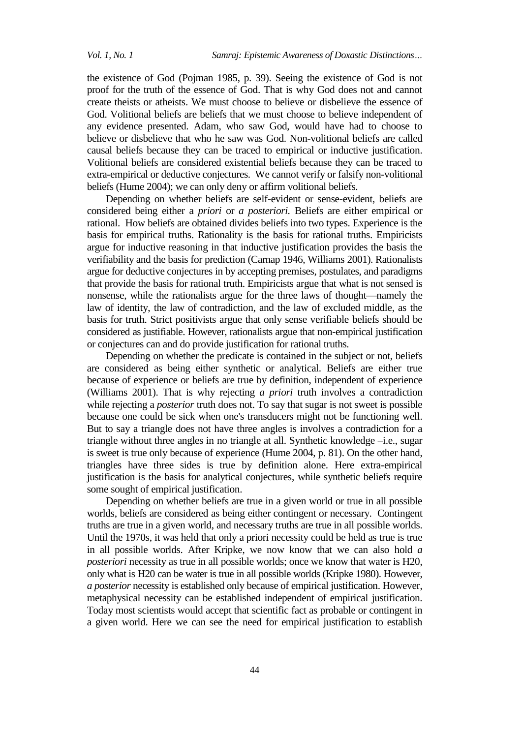the existence of God (Pojman 1985, p. 39). Seeing the existence of God is not proof for the truth of the essence of God. That is why God does not and cannot create theists or atheists. We must choose to believe or disbelieve the essence of God. Volitional beliefs are beliefs that we must choose to believe independent of any evidence presented. Adam, who saw God, would have had to choose to believe or disbelieve that who he saw was God. Non-volitional beliefs are called causal beliefs because they can be traced to empirical or inductive justification. Volitional beliefs are considered existential beliefs because they can be traced to extra-empirical or deductive conjectures. We cannot verify or falsify non-volitional beliefs (Hume 2004); we can only deny or affirm volitional beliefs.

Depending on whether beliefs are self-evident or sense-evident, beliefs are considered being either a *priori* or *a posteriori.* Beliefs are either empirical or rational. How beliefs are obtained divides beliefs into two types. Experience is the basis for empirical truths. Rationality is the basis for rational truths. Empiricists argue for inductive reasoning in that inductive justification provides the basis the verifiability and the basis for prediction (Carnap 1946, Williams 2001). Rationalists argue for deductive conjectures in by accepting premises, postulates, and paradigms that provide the basis for rational truth. Empiricists argue that what is not sensed is nonsense, while the rationalists argue for the three laws of thought—namely the law of identity, the law of contradiction, and the law of excluded middle, as the basis for truth. Strict positivists argue that only sense verifiable beliefs should be considered as justifiable. However, rationalists argue that non-empirical justification or conjectures can and do provide justification for rational truths.

Depending on whether the predicate is contained in the subject or not, beliefs are considered as being either synthetic or analytical. Beliefs are either true because of experience or beliefs are true by definition, independent of experience (Williams 2001). That is why rejecting *a priori* truth involves a contradiction while rejecting a *posterior* truth does not. To say that sugar is not sweet is possible because one could be sick when one's transducers might not be functioning well. But to say a triangle does not have three angles is involves a contradiction for a triangle without three angles in no triangle at all. Synthetic knowledge –i.e., sugar is sweet is true only because of experience (Hume 2004, p. 81). On the other hand, triangles have three sides is true by definition alone. Here extra-empirical justification is the basis for analytical conjectures, while synthetic beliefs require some sought of empirical justification.

Depending on whether beliefs are true in a given world or true in all possible worlds, beliefs are considered as being either contingent or necessary. Contingent truths are true in a given world, and necessary truths are true in all possible worlds. Until the 1970s, it was held that only a priori necessity could be held as true is true in all possible worlds. After Kripke, we now know that we can also hold *a posteriori* necessity as true in all possible worlds; once we know that water is H20, only what is H20 can be water is true in all possible worlds (Kripke 1980). However, *a posterior* necessity is established only because of empirical justification. However, metaphysical necessity can be established independent of empirical justification. Today most scientists would accept that scientific fact as probable or contingent in a given world. Here we can see the need for empirical justification to establish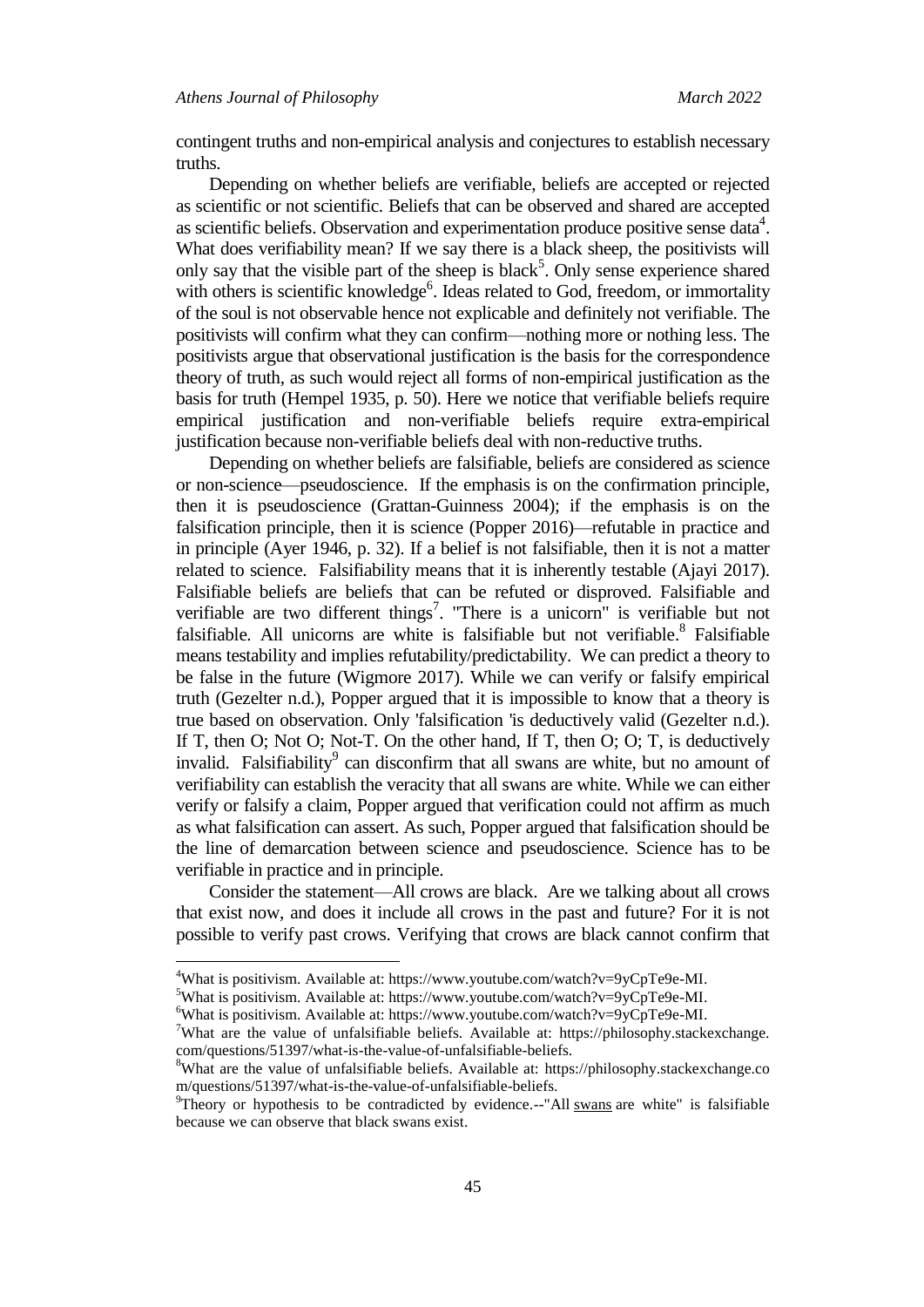contingent truths and non-empirical analysis and conjectures to establish necessary truths.

Depending on whether beliefs are verifiable, beliefs are accepted or rejected as scientific or not scientific. Beliefs that can be observed and shared are accepted as scientific beliefs. Observation and experimentation produce positive sense data[4]. What does verifiability mean? If we say there is a black sheep, the positivists will only say that the visible part of the sheep is black[5]. Only sense experience shared with others is scientific knowledge[6]. Ideas related to God, freedom, or immortality of the soul is not observable hence not explicable and definitely not verifiable. The positivists will confirm what they can confirm—nothing more or nothing less. The positivists argue that observational justification is the basis for the correspondence theory of truth, as such would reject all forms of non-empirical justification as the basis for truth (Hempel 1935, p. 50). Here we notice that verifiable beliefs require empirical justification and non-verifiable beliefs require extra-empirical justification because non-verifiable beliefs deal with non-reductive truths.

Depending on whether beliefs are falsifiable, beliefs are considered as science or non-science—pseudoscience. If the emphasis is on the confirmation principle, then it is pseudoscience (Grattan-Guinness 2004); if the emphasis is on the falsification principle, then it is science (Popper 2016)—refutable in practice and in principle (Ayer 1946, p. 32). If a belief is not falsifiable, then it is not a matter related to science. Falsifiability means that it is inherently testable (Ajayi 2017). Falsifiable beliefs are beliefs that can be refuted or disproved. Falsifiable and verifiable are two different things[7]. "There is a unicorn" is verifiable but not falsifiable. All unicorns are white is falsifiable but not verifiable.[8] Falsifiable means testability and implies refutability/predictability. We can predict a theory to be false in the future (Wigmore 2017). While we can verify or falsify empirical truth (Gezelter n.d.), Popper argued that it is impossible to know that a theory is true based on observation. Only 'falsification 'is deductively valid (Gezelter n.d.). If T, then O; Not O; Not-T. On the other hand, If T, then O; O; T, is deductively invalid. Falsifiability[9] can disconfirm that all swans are white, but no amount of verifiability can establish the veracity that all swans are white. While we can either verify or falsify a claim, Popper argued that verification could not affirm as much as what falsification can assert. As such, Popper argued that falsification should be the line of demarcation between science and pseudoscience. Science has to be verifiable in practice and in principle.

Consider the statement—All crows are black. Are we talking about all crows that exist now, and does it include all crows in the past and future? For it is not possible to verify past crows. Verifying that crows are black cannot confirm that

---

[4]What is positivism. Available at: https://www.youtube.com/watch?v=9yCpTe9e-MI.

[5]What is positivism. Available at: https://www.youtube.com/watch?v=9yCpTe9e-MI.

[6]What is positivism. Available at: https://www.youtube.com/watch?v=9yCpTe9e-MI.

[7]What are the value of unfalsifiable beliefs. Available at: https://philosophy.stackexchange.com/questions/51397/what-is-the-value-of-unfalsifiable-beliefs.

[8]What are the value of unfalsifiable beliefs. Available at: https://philosophy.stackexchange.com/questions/51397/what-is-the-value-of-unfalsifiable-beliefs.

[9]Theory or hypothesis to be contradicted by evidence.--"All swans are white" is falsifiable because we can observe that black swans exist.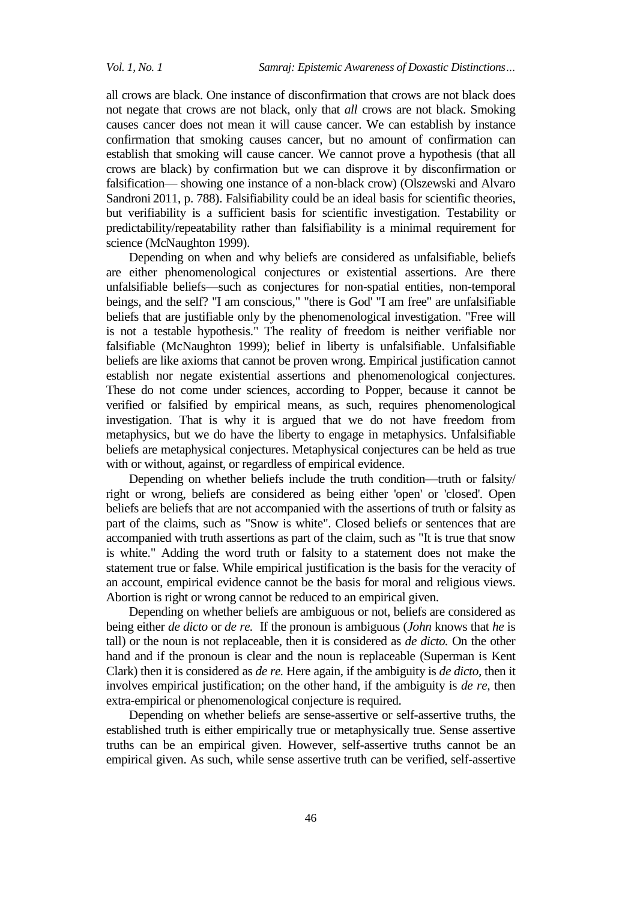all crows are black. One instance of disconfirmation that crows are not black does not negate that crows are not black, only that *all* crows are not black. Smoking causes cancer does not mean it will cause cancer. We can establish by instance confirmation that smoking causes cancer, but no amount of confirmation can establish that smoking will cause cancer. We cannot prove a hypothesis (that all crows are black) by confirmation but we can disprove it by disconfirmation or falsification— showing one instance of a non-black crow) (Olszewski and Alvaro Sandroni 2011, p. 788). Falsifiability could be an ideal basis for scientific theories, but verifiability is a sufficient basis for scientific investigation. Testability or predictability/repeatability rather than falsifiability is a minimal requirement for science (McNaughton 1999).

Depending on when and why beliefs are considered as unfalsifiable, beliefs are either phenomenological conjectures or existential assertions. Are there unfalsifiable beliefs—such as conjectures for non-spatial entities, non-temporal beings, and the self? "I am conscious," "there is God' "I am free" are unfalsifiable beliefs that are justifiable only by the phenomenological investigation. "Free will is not a testable hypothesis." The reality of freedom is neither verifiable nor falsifiable (McNaughton 1999); belief in liberty is unfalsifiable. Unfalsifiable beliefs are like axioms that cannot be proven wrong. Empirical justification cannot establish nor negate existential assertions and phenomenological conjectures. These do not come under sciences, according to Popper, because it cannot be verified or falsified by empirical means, as such, requires phenomenological investigation. That is why it is argued that we do not have freedom from metaphysics, but we do have the liberty to engage in metaphysics. Unfalsifiable beliefs are metaphysical conjectures. Metaphysical conjectures can be held as true with or without, against, or regardless of empirical evidence.

Depending on whether beliefs include the truth condition—truth or falsity/ right or wrong, beliefs are considered as being either 'open' or 'closed'. Open beliefs are beliefs that are not accompanied with the assertions of truth or falsity as part of the claims, such as "Snow is white". Closed beliefs or sentences that are accompanied with truth assertions as part of the claim, such as "It is true that snow is white." Adding the word truth or falsity to a statement does not make the statement true or false. While empirical justification is the basis for the veracity of an account, empirical evidence cannot be the basis for moral and religious views. Abortion is right or wrong cannot be reduced to an empirical given.

Depending on whether beliefs are ambiguous or not, beliefs are considered as being either *de dicto* or *de re.* If the pronoun is ambiguous (*John* knows that *he* is tall) or the noun is not replaceable, then it is considered as *de dicto.* On the other hand and if the pronoun is clear and the noun is replaceable (Superman is Kent Clark) then it is considered as *de re.* Here again, if the ambiguity is *de dicto,* then it involves empirical justification; on the other hand, if the ambiguity is *de re,* then extra-empirical or phenomenological conjecture is required.

Depending on whether beliefs are sense-assertive or self-assertive truths, the established truth is either empirically true or metaphysically true. Sense assertive truths can be an empirical given. However, self-assertive truths cannot be an empirical given. As such, while sense assertive truth can be verified, self-assertive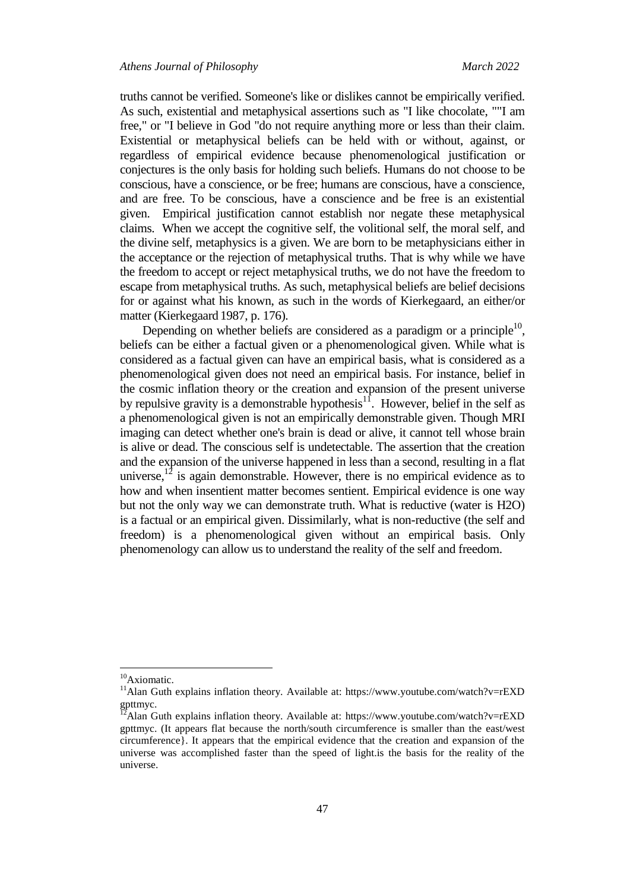truths cannot be verified. Someone's like or dislikes cannot be empirically verified. As such, existential and metaphysical assertions such as "I like chocolate, ""I am free," or "I believe in God "do not require anything more or less than their claim. Existential or metaphysical beliefs can be held with or without, against, or regardless of empirical evidence because phenomenological justification or conjectures is the only basis for holding such beliefs. Humans do not choose to be conscious, have a conscience, or be free; humans are conscious, have a conscience, and are free. To be conscious, have a conscience and be free is an existential given. Empirical justification cannot establish nor negate these metaphysical claims. When we accept the cognitive self, the volitional self, the moral self, and the divine self, metaphysics is a given. We are born to be metaphysicians either in the acceptance or the rejection of metaphysical truths. That is why while we have the freedom to accept or reject metaphysical truths, we do not have the freedom to escape from metaphysical truths. As such, metaphysical beliefs are belief decisions for or against what his known, as such in the words of Kierkegaard, an either/or matter (Kierkegaard 1987, p. 176).

Depending on whether beliefs are considered as a paradigm or a principle[10], beliefs can be either a factual given or a phenomenological given. While what is considered as a factual given can have an empirical basis, what is considered as a phenomenological given does not need an empirical basis. For instance, belief in the cosmic inflation theory or the creation and expansion of the present universe by repulsive gravity is a demonstrable hypothesis[11]. However, belief in the self as a phenomenological given is not an empirically demonstrable given. Though MRI imaging can detect whether one's brain is dead or alive, it cannot tell whose brain is alive or dead. The conscious self is undetectable. The assertion that the creation and the expansion of the universe happened in less than a second, resulting in a flat universe,[12] is again demonstrable. However, there is no empirical evidence as to how and when insentient matter becomes sentient. Empirical evidence is one way but not the only way we can demonstrate truth. What is reductive (water is H2O) is a factual or an empirical given. Dissimilarly, what is non-reductive (the self and freedom) is a phenomenological given without an empirical basis. Only phenomenology can allow us to understand the reality of the self and freedom.

---

[10]Axiomatic.

[11]Alan Guth explains inflation theory. Available at: https://www.youtube.com/watch?v=rEXD gpttmyc.

[12]Alan Guth explains inflation theory. Available at: https://www.youtube.com/watch?v=rEXD gpttmyc. (It appears flat because the north/south circumference is smaller than the east/west circumference}. It appears that the empirical evidence that the creation and expansion of the universe was accomplished faster than the speed of light.is the basis for the reality of the universe.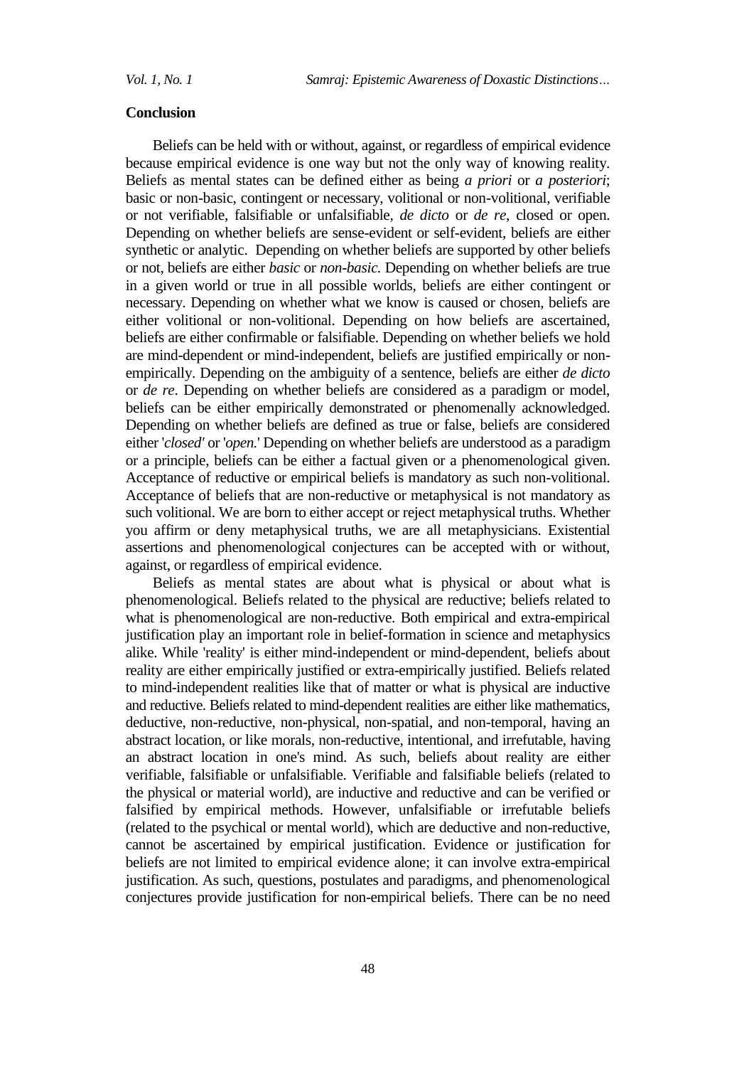## Conclusion

Beliefs can be held with or without, against, or regardless of empirical evidence because empirical evidence is one way but not the only way of knowing reality. Beliefs as mental states can be defined either as being *a priori* or *a posteriori*; basic or non-basic, contingent or necessary, volitional or non-volitional, verifiable or not verifiable, falsifiable or unfalsifiable, *de dicto* or *de re*, closed or open. Depending on whether beliefs are sense-evident or self-evident, beliefs are either synthetic or analytic. Depending on whether beliefs are supported by other beliefs or not, beliefs are either *basic* or *non-basic.* Depending on whether beliefs are true in a given world or true in all possible worlds, beliefs are either contingent or necessary. Depending on whether what we know is caused or chosen, beliefs are either volitional or non-volitional. Depending on how beliefs are ascertained, beliefs are either confirmable or falsifiable. Depending on whether beliefs we hold are mind-dependent or mind-independent, beliefs are justified empirically or non-empirically. Depending on the ambiguity of a sentence, beliefs are either *de dicto* or *de re*. Depending on whether beliefs are considered as a paradigm or model, beliefs can be either empirically demonstrated or phenomenally acknowledged. Depending on whether beliefs are defined as true or false, beliefs are considered either '*closed'* or '*open.*' Depending on whether beliefs are understood as a paradigm or a principle, beliefs can be either a factual given or a phenomenological given. Acceptance of reductive or empirical beliefs is mandatory as such non-volitional. Acceptance of beliefs that are non-reductive or metaphysical is not mandatory as such volitional. We are born to either accept or reject metaphysical truths. Whether you affirm or deny metaphysical truths, we are all metaphysicians. Existential assertions and phenomenological conjectures can be accepted with or without, against, or regardless of empirical evidence.

Beliefs as mental states are about what is physical or about what is phenomenological. Beliefs related to the physical are reductive; beliefs related to what is phenomenological are non-reductive. Both empirical and extra-empirical justification play an important role in belief-formation in science and metaphysics alike. While 'reality' is either mind-independent or mind-dependent, beliefs about reality are either empirically justified or extra-empirically justified. Beliefs related to mind-independent realities like that of matter or what is physical are inductive and reductive. Beliefs related to mind-dependent realities are either like mathematics, deductive, non-reductive, non-physical, non-spatial, and non-temporal, having an abstract location, or like morals, non-reductive, intentional, and irrefutable, having an abstract location in one's mind. As such, beliefs about reality are either verifiable, falsifiable or unfalsifiable. Verifiable and falsifiable beliefs (related to the physical or material world), are inductive and reductive and can be verified or falsified by empirical methods. However, unfalsifiable or irrefutable beliefs (related to the psychical or mental world), which are deductive and non-reductive, cannot be ascertained by empirical justification. Evidence or justification for beliefs are not limited to empirical evidence alone; it can involve extra-empirical justification. As such, questions, postulates and paradigms, and phenomenological conjectures provide justification for non-empirical beliefs. There can be no need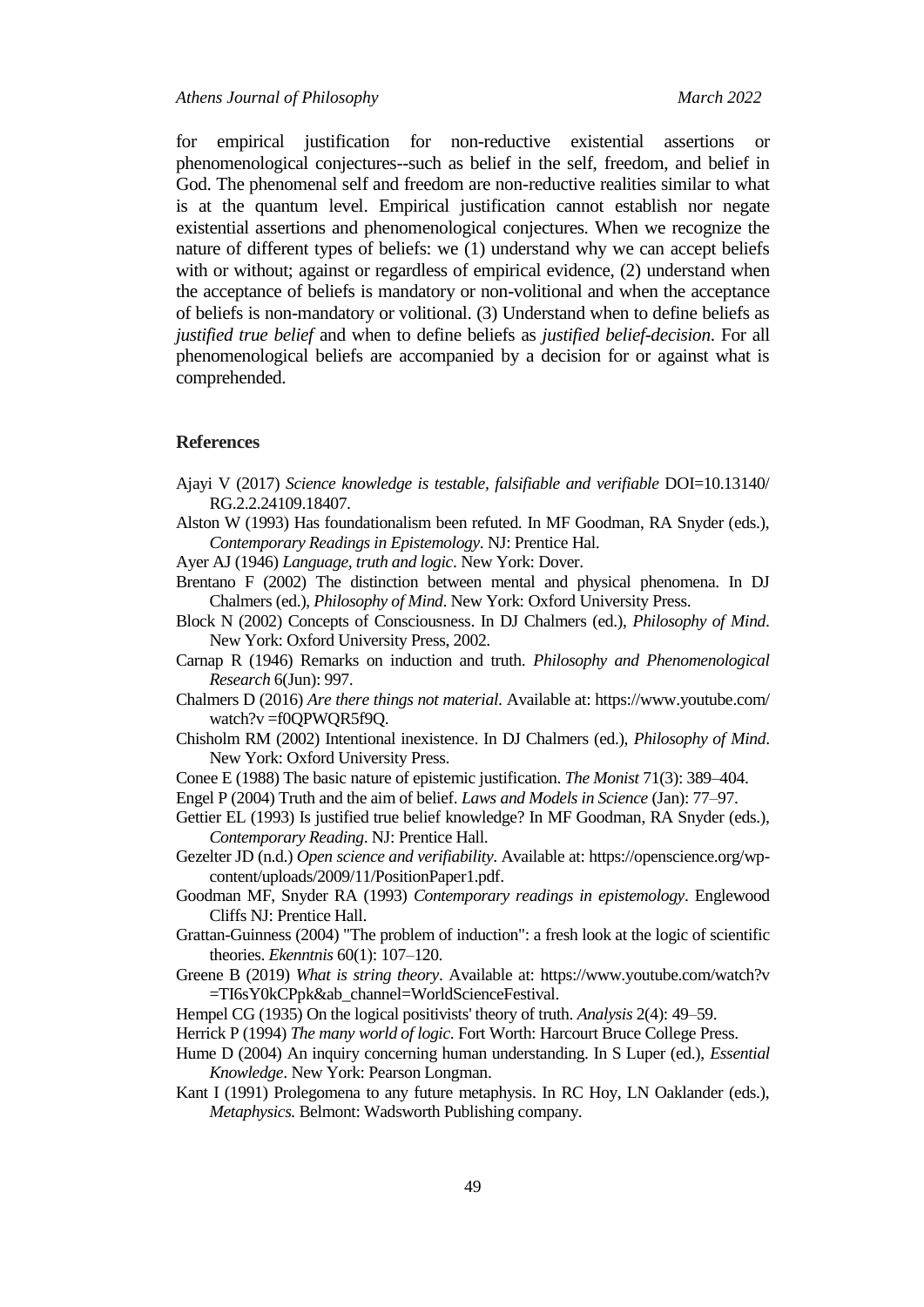for empirical justification for non-reductive existential assertions or phenomenological conjectures--such as belief in the self, freedom, and belief in God. The phenomenal self and freedom are non-reductive realities similar to what is at the quantum level. Empirical justification cannot establish nor negate existential assertions and phenomenological conjectures. When we recognize the nature of different types of beliefs: we (1) understand why we can accept beliefs with or without; against or regardless of empirical evidence, (2) understand when the acceptance of beliefs is mandatory or non-volitional and when the acceptance of beliefs is non-mandatory or volitional. (3) Understand when to define beliefs as *justified true belief* and when to define beliefs as *justified belief-decision*. For all phenomenological beliefs are accompanied by a decision for or against what is comprehended.

## References

Ajayi V (2017) *Science knowledge is testable, falsifiable and verifiable* DOI=10.13140/RG.2.2.24109.18407.

Alston W (1993) Has foundationalism been refuted. In MF Goodman, RA Snyder (eds.), *Contemporary Readings in Epistemology*. NJ: Prentice Hal.

Ayer AJ (1946) *Language, truth and logic*. New York: Dover.

Brentano F (2002) The distinction between mental and physical phenomena. In DJ Chalmers (ed.), *Philosophy of Mind*. New York: Oxford University Press.

Block N (2002) Concepts of Consciousness. In DJ Chalmers (ed.), *Philosophy of Mind*. New York: Oxford University Press, 2002.

Carnap R (1946) Remarks on induction and truth. *Philosophy and Phenomenological Research* 6(Jun): 997.

Chalmers D (2016) *Are there things not material*. Available at: https://www.youtube.com/watch?v =f0QPWQR5f9Q.

Chisholm RM (2002) Intentional inexistence. In DJ Chalmers (ed.), *Philosophy of Mind*. New York: Oxford University Press.

Conee E (1988) The basic nature of epistemic justification. *The Monist* 71(3): 389–404.

Engel P (2004) Truth and the aim of belief. *Laws and Models in Science* (Jan): 77–97.

Gettier EL (1993) Is justified true belief knowledge? In MF Goodman, RA Snyder (eds.), *Contemporary Reading*. NJ: Prentice Hall.

Gezelter JD (n.d.) *Open science and verifiability*. Available at: https://openscience.org/wp-content/uploads/2009/11/PositionPaper1.pdf.

Goodman MF, Snyder RA (1993) *Contemporary readings in epistemology*. Englewood Cliffs NJ: Prentice Hall.

Grattan-Guinness (2004) "The problem of induction": a fresh look at the logic of scientific theories. *Ekenntnis* 60(1): 107–120.

Greene B (2019) *What is string theory*. Available at: https://www.youtube.com/watch?v =TI6sY0kCPpk&ab_channel=WorldScienceFestival.

Hempel CG (1935) On the logical positivists' theory of truth. *Analysis* 2(4): 49–59.

Herrick P (1994) *The many world of logic*. Fort Worth: Harcourt Bruce College Press.

Hume D (2004) An inquiry concerning human understanding. In S Luper (ed.), *Essential Knowledge*. New York: Pearson Longman.

Kant I (1991) Prolegomena to any future metaphysis. In RC Hoy, LN Oaklander (eds.), *Metaphysics.* Belmont: Wadsworth Publishing company.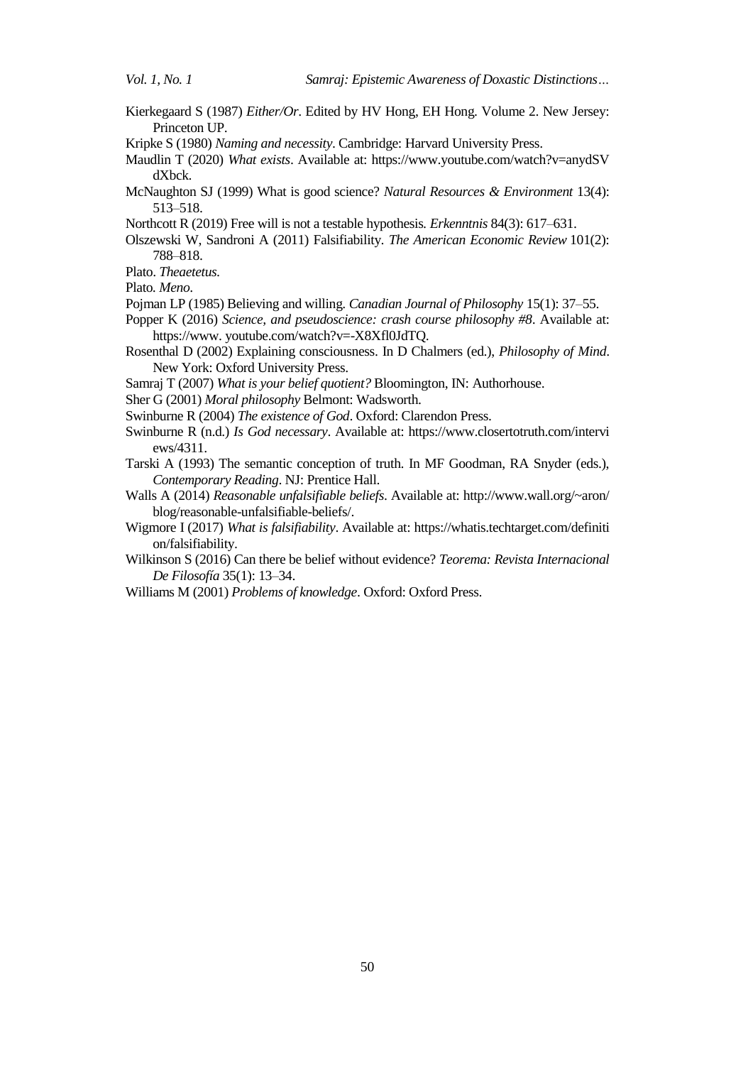Kierkegaard S (1987) *Either/Or*. Edited by HV Hong, EH Hong. Volume 2. New Jersey: Princeton UP.

Kripke S (1980) *Naming and necessity*. Cambridge: Harvard University Press.

Maudlin T (2020) *What exists*. Available at: https://www.youtube.com/watch?v=anydSVdXbck.

McNaughton SJ (1999) What is good science? *Natural Resources & Environment* 13(4): 513–518.

Northcott R (2019) Free will is not a testable hypothesis. *Erkenntnis* 84(3): 617–631.

Olszewski W, Sandroni A (2011) Falsifiability. *The American Economic Review* 101(2): 788–818.

Plato. *Theaetetus.*

Plato. *Meno*.

Pojman LP (1985) Believing and willing. *Canadian Journal of Philosophy* 15(1): 37–55.

Popper K (2016) *Science, and pseudoscience: crash course philosophy #8*. Available at: https://www. youtube.com/watch?v=-X8Xfl0JdTQ.

Rosenthal D (2002) Explaining consciousness. In D Chalmers (ed.), *Philosophy of Mind*. New York: Oxford University Press.

Samraj T (2007) *What is your belief quotient?* Bloomington, IN: Authorhouse.

Sher G (2001) *Moral philosophy* Belmont: Wadsworth.

Swinburne R (2004) *The existence of God*. Oxford: Clarendon Press.

Swinburne R (n.d.) *Is God necessary*. Available at: https://www.closertotruth.com/interviews/4311.

Tarski A (1993) The semantic conception of truth. In MF Goodman, RA Snyder (eds.), *Contemporary Reading*. NJ: Prentice Hall.

Walls A (2014) *Reasonable unfalsifiable beliefs*. Available at: http://www.wall.org/~aron/blog/reasonable-unfalsifiable-beliefs/.

Wigmore I (2017) *What is falsifiability*. Available at: https://whatis.techtarget.com/definition/falsifiability.

Wilkinson S (2016) Can there be belief without evidence? *Teorema: Revista Internacional De Filosofía* 35(1): 13–34.

Williams M (2001) *Problems of knowledge*. Oxford: Oxford Press.